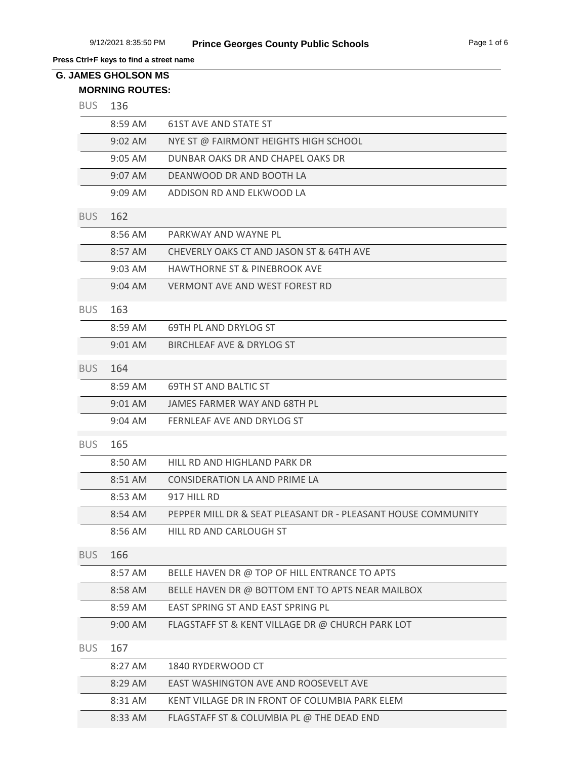**Press Ctrl+F keys to find a street name**

## G. JAMES GHOLSON MS

### MORNING ROUTES:

**BUS 136**

| Time | Stop |
|---|---|
| 8:59 AM | 61ST AVE AND STATE ST |
| 9:02 AM | NYE ST @ FAIRMONT HEIGHTS HIGH SCHOOL |
| 9:05 AM | DUNBAR OAKS DR AND CHAPEL OAKS DR |
| 9:07 AM | DEANWOOD DR AND BOOTH LA |
| 9:09 AM | ADDISON RD AND ELKWOOD LA |

**BUS 162**

| Time | Stop |
|---|---|
| 8:56 AM | PARKWAY AND WAYNE PL |
| 8:57 AM | CHEVERLY OAKS CT AND JASON ST & 64TH AVE |
| 9:03 AM | HAWTHORNE ST & PINEBROOK AVE |
| 9:04 AM | VERMONT AVE AND WEST FOREST RD |

**BUS 163**

| Time | Stop |
|---|---|
| 8:59 AM | 69TH PL AND DRYLOG ST |
| 9:01 AM | BIRCHLEAF AVE & DRYLOG ST |

**BUS 164**

| Time | Stop |
|---|---|
| 8:59 AM | 69TH ST AND BALTIC ST |
| 9:01 AM | JAMES FARMER WAY AND 68TH PL |
| 9:04 AM | FERNLEAF AVE AND DRYLOG ST |

**BUS 165**

| Time | Stop |
|---|---|
| 8:50 AM | HILL RD AND HIGHLAND PARK DR |
| 8:51 AM | CONSIDERATION LA AND PRIME LA |
| 8:53 AM | 917 HILL RD |
| 8:54 AM | PEPPER MILL DR & SEAT PLEASANT DR - PLEASANT HOUSE COMMUNITY |
| 8:56 AM | HILL RD AND CARLOUGH ST |

**BUS 166**

| Time | Stop |
|---|---|
| 8:57 AM | BELLE HAVEN DR @ TOP OF HILL ENTRANCE TO APTS |
| 8:58 AM | BELLE HAVEN DR @ BOTTOM ENT TO APTS NEAR MAILBOX |
| 8:59 AM | EAST SPRING ST AND EAST SPRING PL |
| 9:00 AM | FLAGSTAFF ST & KENT VILLAGE DR @ CHURCH PARK LOT |

**BUS 167**

| Time | Stop |
|---|---|
| 8:27 AM | 1840 RYDERWOOD CT |
| 8:29 AM | EAST WASHINGTON AVE AND ROOSEVELT AVE |
| 8:31 AM | KENT VILLAGE DR IN FRONT OF COLUMBIA PARK ELEM |
| 8:33 AM | FLAGSTAFF ST & COLUMBIA PL @ THE DEAD END |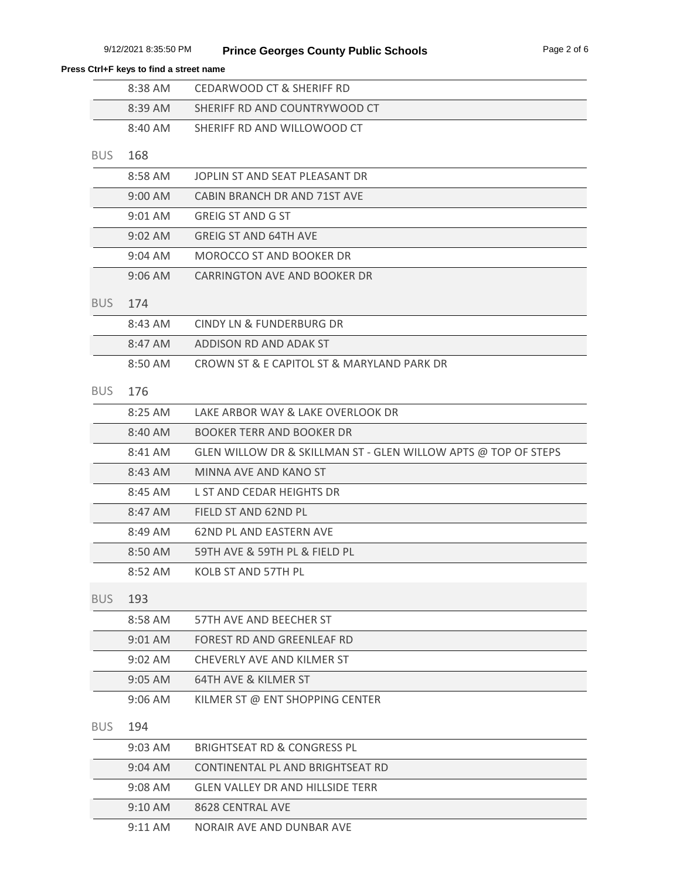**Press Ctrl+F keys to find a street name**

| Time | Stop |
|---|---|
| 8:38 AM | CEDARWOOD CT & SHERIFF RD |
| 8:39 AM | SHERIFF RD AND COUNTRYWOOD CT |
| 8:40 AM | SHERIFF RD AND WILLOWOOD CT |

BUS 168

| Time | Stop |
|---|---|
| 8:58 AM | JOPLIN ST AND SEAT PLEASANT DR |
| 9:00 AM | CABIN BRANCH DR AND 71ST AVE |
| 9:01 AM | GREIG ST AND G ST |
| 9:02 AM | GREIG ST AND 64TH AVE |
| 9:04 AM | MOROCCO ST AND BOOKER DR |
| 9:06 AM | CARRINGTON AVE AND BOOKER DR |

BUS 174

| Time | Stop |
|---|---|
| 8:43 AM | CINDY LN & FUNDERBURG DR |
| 8:47 AM | ADDISON RD AND ADAK ST |
| 8:50 AM | CROWN ST & E CAPITOL ST & MARYLAND PARK DR |

BUS 176

| Time | Stop |
|---|---|
| 8:25 AM | LAKE ARBOR WAY & LAKE OVERLOOK DR |
| 8:40 AM | BOOKER TERR AND BOOKER DR |
| 8:41 AM | GLEN WILLOW DR & SKILLMAN ST - GLEN WILLOW APTS @ TOP OF STEPS |
| 8:43 AM | MINNA AVE AND KANO ST |
| 8:45 AM | L ST AND CEDAR HEIGHTS DR |
| 8:47 AM | FIELD ST AND 62ND PL |
| 8:49 AM | 62ND PL AND EASTERN AVE |
| 8:50 AM | 59TH AVE & 59TH PL & FIELD PL |
| 8:52 AM | KOLB ST AND 57TH PL |

BUS 193

| Time | Stop |
|---|---|
| 8:58 AM | 57TH AVE AND BEECHER ST |
| 9:01 AM | FOREST RD AND GREENLEAF RD |
| 9:02 AM | CHEVERLY AVE AND KILMER ST |
| 9:05 AM | 64TH AVE & KILMER ST |
| 9:06 AM | KILMER ST @ ENT SHOPPING CENTER |

BUS 194

| Time | Stop |
|---|---|
| 9:03 AM | BRIGHTSEAT RD & CONGRESS PL |
| 9:04 AM | CONTINENTAL PL AND BRIGHTSEAT RD |
| 9:08 AM | GLEN VALLEY DR AND HILLSIDE TERR |
| 9:10 AM | 8628 CENTRAL AVE |
| 9:11 AM | NORAIR AVE AND DUNBAR AVE |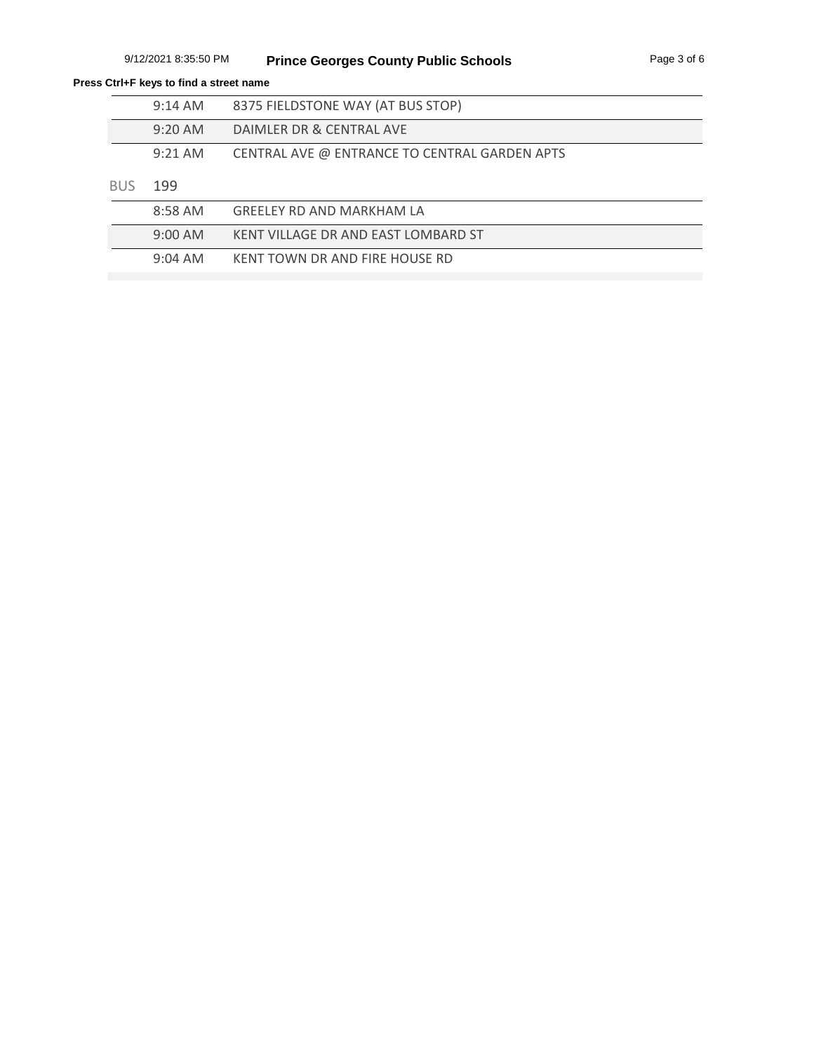**Press Ctrl+F keys to find a street name**

| | | |
|---|---|---|
| | 9:14 AM | 8375 FIELDSTONE WAY (AT BUS STOP) |
| | 9:20 AM | DAIMLER DR & CENTRAL AVE |
| | 9:21 AM | CENTRAL AVE @ ENTRANCE TO CENTRAL GARDEN APTS |

BUS 199

| | | |
|---|---|---|
| | 8:58 AM | GREELEY RD AND MARKHAM LA |
| | 9:00 AM | KENT VILLAGE DR AND EAST LOMBARD ST |
| | 9:04 AM | KENT TOWN DR AND FIRE HOUSE RD |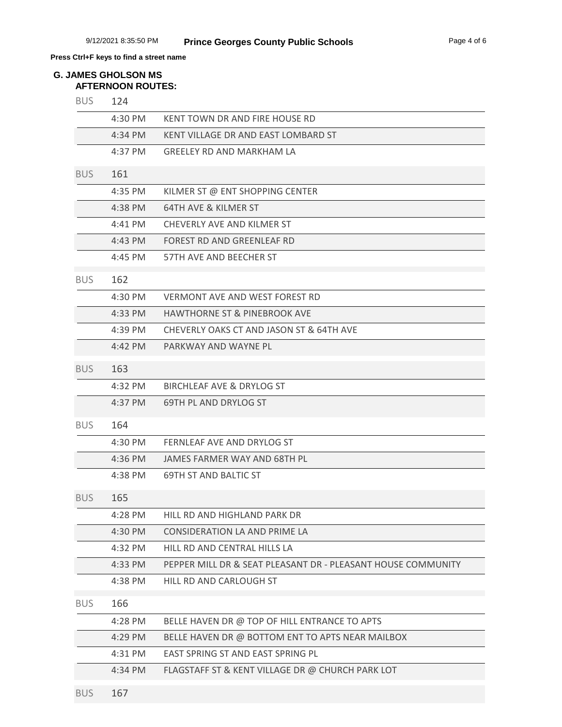**Press Ctrl+F keys to find a street name**

## G. JAMES GHOLSON MS

### AFTERNOON ROUTES:

| BUS | 124 |
|---|---|
| 4:30 PM | KENT TOWN DR AND FIRE HOUSE RD |
| 4:34 PM | KENT VILLAGE DR AND EAST LOMBARD ST |
| 4:37 PM | GREELEY RD AND MARKHAM LA |

| BUS | 161 |
|---|---|
| 4:35 PM | KILMER ST @ ENT SHOPPING CENTER |
| 4:38 PM | 64TH AVE & KILMER ST |
| 4:41 PM | CHEVERLY AVE AND KILMER ST |
| 4:43 PM | FOREST RD AND GREENLEAF RD |
| 4:45 PM | 57TH AVE AND BEECHER ST |

| BUS | 162 |
|---|---|
| 4:30 PM | VERMONT AVE AND WEST FOREST RD |
| 4:33 PM | HAWTHORNE ST & PINEBROOK AVE |
| 4:39 PM | CHEVERLY OAKS CT AND JASON ST & 64TH AVE |
| 4:42 PM | PARKWAY AND WAYNE PL |

| BUS | 163 |
|---|---|
| 4:32 PM | BIRCHLEAF AVE & DRYLOG ST |
| 4:37 PM | 69TH PL AND DRYLOG ST |

| BUS | 164 |
|---|---|
| 4:30 PM | FERNLEAF AVE AND DRYLOG ST |
| 4:36 PM | JAMES FARMER WAY AND 68TH PL |
| 4:38 PM | 69TH ST AND BALTIC ST |

| BUS | 165 |
|---|---|
| 4:28 PM | HILL RD AND HIGHLAND PARK DR |
| 4:30 PM | CONSIDERATION LA AND PRIME LA |
| 4:32 PM | HILL RD AND CENTRAL HILLS LA |
| 4:33 PM | PEPPER MILL DR & SEAT PLEASANT DR - PLEASANT HOUSE COMMUNITY |
| 4:38 PM | HILL RD AND CARLOUGH ST |

| BUS | 166 |
|---|---|
| 4:28 PM | BELLE HAVEN DR @ TOP OF HILL ENTRANCE TO APTS |
| 4:29 PM | BELLE HAVEN DR @ BOTTOM ENT TO APTS NEAR MAILBOX |
| 4:31 PM | EAST SPRING ST AND EAST SPRING PL |
| 4:34 PM | FLAGSTAFF ST & KENT VILLAGE DR @ CHURCH PARK LOT |

| BUS | 167 |
|---|---|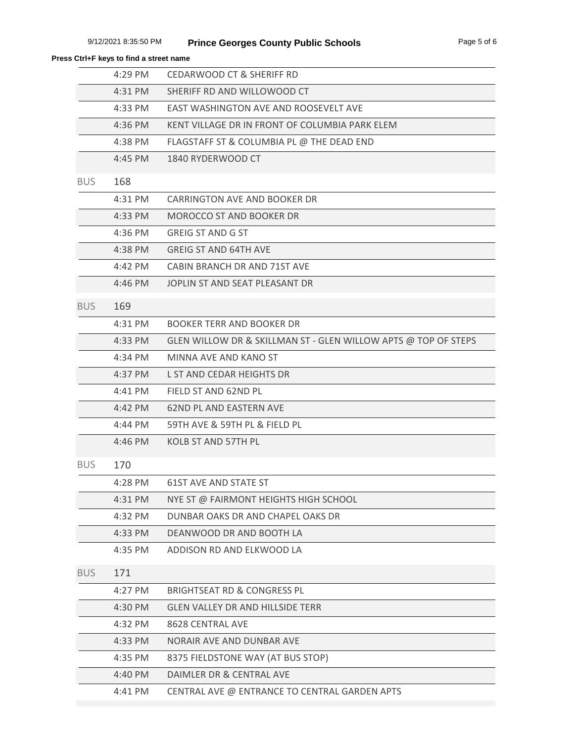**Press Ctrl+F keys to find a street name**

| | Time | Location |
|---|---|---|
| | 4:29 PM | CEDARWOOD CT & SHERIFF RD |
| | 4:31 PM | SHERIFF RD AND WILLOWOOD CT |
| | 4:33 PM | EAST WASHINGTON AVE AND ROOSEVELT AVE |
| | 4:36 PM | KENT VILLAGE DR IN FRONT OF COLUMBIA PARK ELEM |
| | 4:38 PM | FLAGSTAFF ST & COLUMBIA PL @ THE DEAD END |
| | 4:45 PM | 1840 RYDERWOOD CT |
| BUS | 168 | |
| | 4:31 PM | CARRINGTON AVE AND BOOKER DR |
| | 4:33 PM | MOROCCO ST AND BOOKER DR |
| | 4:36 PM | GREIG ST AND G ST |
| | 4:38 PM | GREIG ST AND 64TH AVE |
| | 4:42 PM | CABIN BRANCH DR AND 71ST AVE |
| | 4:46 PM | JOPLIN ST AND SEAT PLEASANT DR |
| BUS | 169 | |
| | 4:31 PM | BOOKER TERR AND BOOKER DR |
| | 4:33 PM | GLEN WILLOW DR & SKILLMAN ST - GLEN WILLOW APTS @ TOP OF STEPS |
| | 4:34 PM | MINNA AVE AND KANO ST |
| | 4:37 PM | L ST AND CEDAR HEIGHTS DR |
| | 4:41 PM | FIELD ST AND 62ND PL |
| | 4:42 PM | 62ND PL AND EASTERN AVE |
| | 4:44 PM | 59TH AVE & 59TH PL & FIELD PL |
| | 4:46 PM | KOLB ST AND 57TH PL |
| BUS | 170 | |
| | 4:28 PM | 61ST AVE AND STATE ST |
| | 4:31 PM | NYE ST @ FAIRMONT HEIGHTS HIGH SCHOOL |
| | 4:32 PM | DUNBAR OAKS DR AND CHAPEL OAKS DR |
| | 4:33 PM | DEANWOOD DR AND BOOTH LA |
| | 4:35 PM | ADDISON RD AND ELKWOOD LA |
| BUS | 171 | |
| | 4:27 PM | BRIGHTSEAT RD & CONGRESS PL |
| | 4:30 PM | GLEN VALLEY DR AND HILLSIDE TERR |
| | 4:32 PM | 8628 CENTRAL AVE |
| | 4:33 PM | NORAIR AVE AND DUNBAR AVE |
| | 4:35 PM | 8375 FIELDSTONE WAY (AT BUS STOP) |
| | 4:40 PM | DAIMLER DR & CENTRAL AVE |
| | 4:41 PM | CENTRAL AVE @ ENTRANCE TO CENTRAL GARDEN APTS |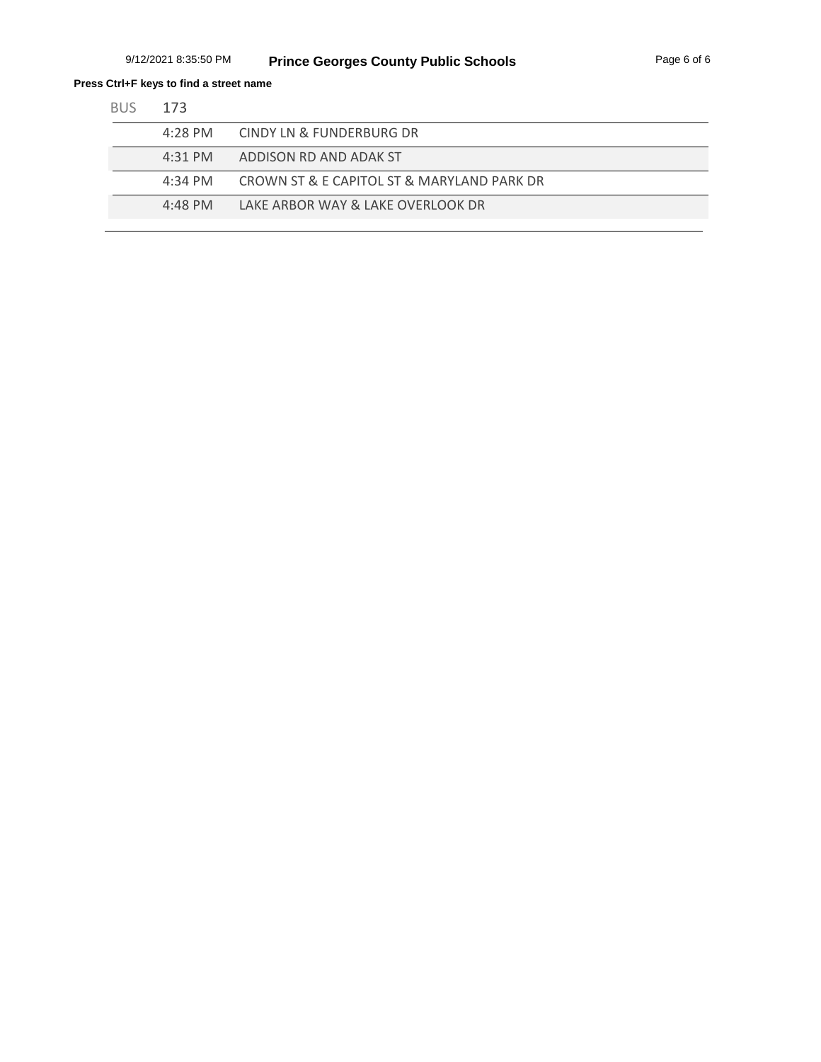**Press Ctrl+F keys to find a street name**

BUS 173

| | |
|---|---|
| 4:28 PM | CINDY LN & FUNDERBURG DR |
| 4:31 PM | ADDISON RD AND ADAK ST |
| 4:34 PM | CROWN ST & E CAPITOL ST & MARYLAND PARK DR |
| 4:48 PM | LAKE ARBOR WAY & LAKE OVERLOOK DR |